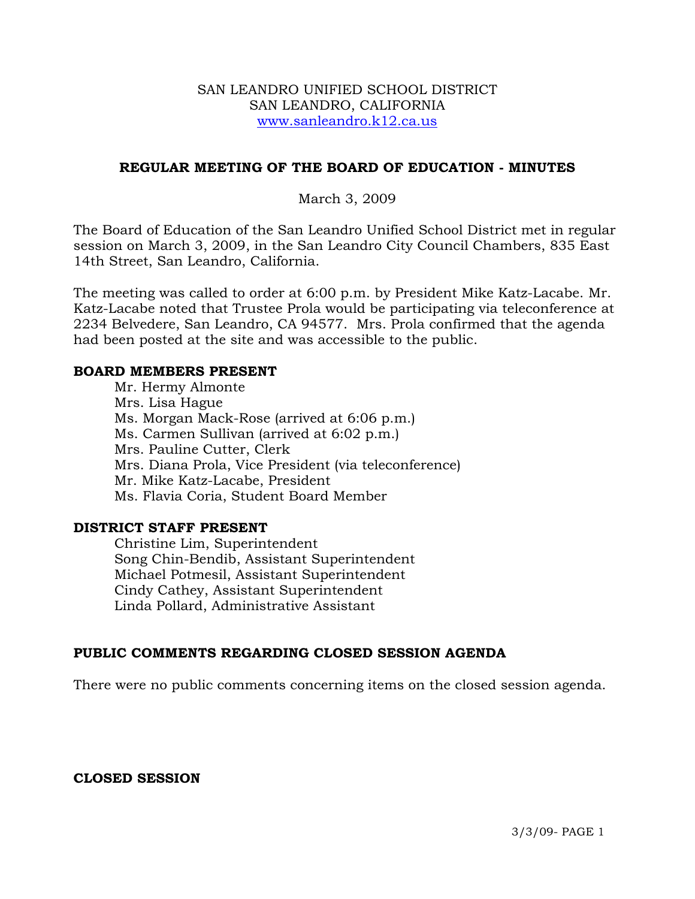SAN LEANDRO UNIFIED SCHOOL DISTRICT
SAN LEANDRO, CALIFORNIA
www.sanleandro.k12.ca.us

# REGULAR MEETING OF THE BOARD OF EDUCATION - MINUTES

March 3, 2009

The Board of Education of the San Leandro Unified School District met in regular session on March 3, 2009, in the San Leandro City Council Chambers, 835 East 14th Street, San Leandro, California.

The meeting was called to order at 6:00 p.m. by President Mike Katz-Lacabe. Mr. Katz-Lacabe noted that Trustee Prola would be participating via teleconference at 2234 Belvedere, San Leandro, CA 94577. Mrs. Prola confirmed that the agenda had been posted at the site and was accessible to the public.

## BOARD MEMBERS PRESENT

Mr. Hermy Almonte
Mrs. Lisa Hague
Ms. Morgan Mack-Rose (arrived at 6:06 p.m.)
Ms. Carmen Sullivan (arrived at 6:02 p.m.)
Mrs. Pauline Cutter, Clerk
Mrs. Diana Prola, Vice President (via teleconference)
Mr. Mike Katz-Lacabe, President
Ms. Flavia Coria, Student Board Member

## DISTRICT STAFF PRESENT

Christine Lim, Superintendent
Song Chin-Bendib, Assistant Superintendent
Michael Potmesil, Assistant Superintendent
Cindy Cathey, Assistant Superintendent
Linda Pollard, Administrative Assistant

## PUBLIC COMMENTS REGARDING CLOSED SESSION AGENDA

There were no public comments concerning items on the closed session agenda.

## CLOSED SESSION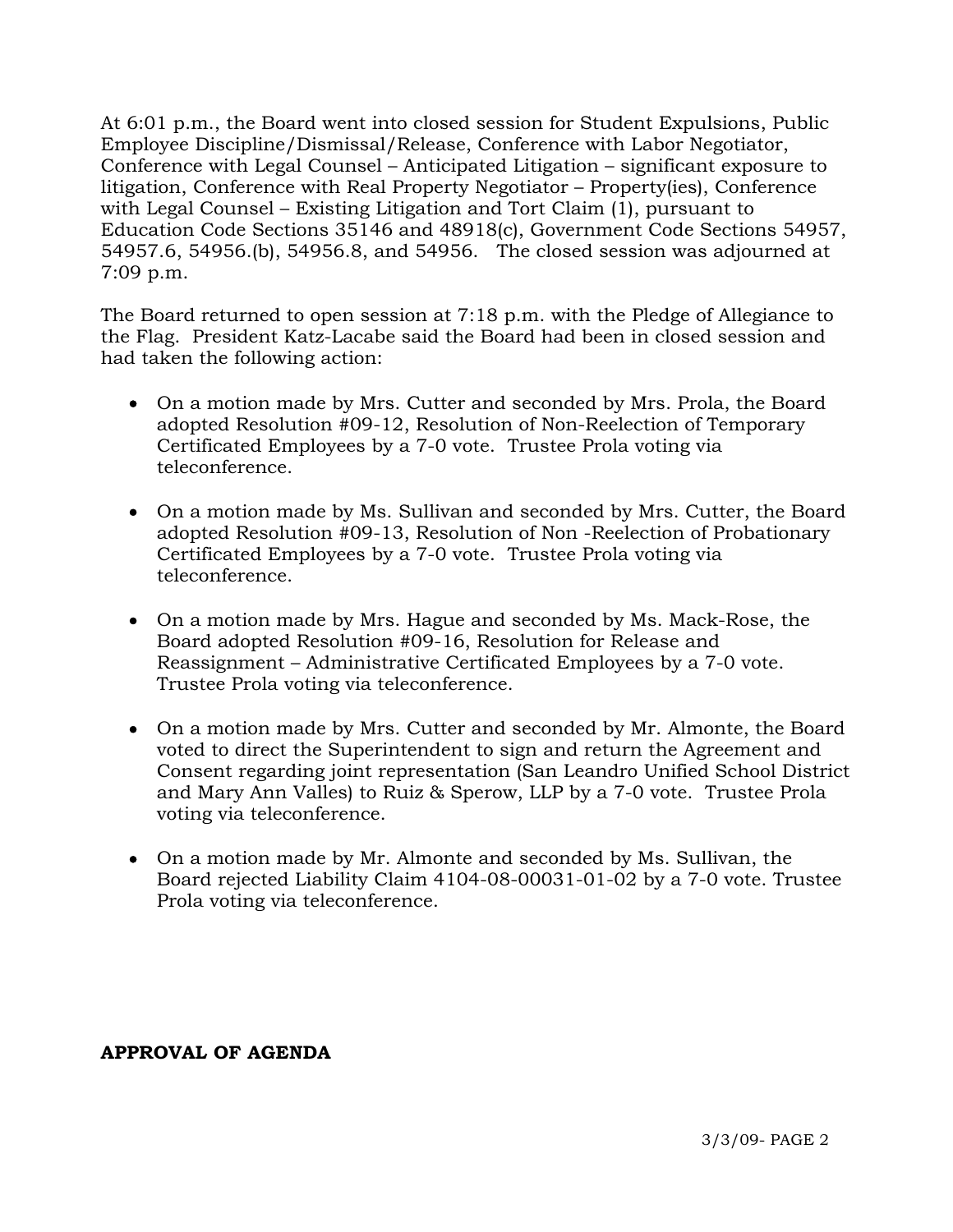At 6:01 p.m., the Board went into closed session for Student Expulsions, Public Employee Discipline/Dismissal/Release, Conference with Labor Negotiator, Conference with Legal Counsel – Anticipated Litigation – significant exposure to litigation, Conference with Real Property Negotiator – Property(ies), Conference with Legal Counsel – Existing Litigation and Tort Claim (1), pursuant to Education Code Sections 35146 and 48918(c), Government Code Sections 54957, 54957.6, 54956.(b), 54956.8, and 54956. The closed session was adjourned at 7:09 p.m.

The Board returned to open session at 7:18 p.m. with the Pledge of Allegiance to the Flag. President Katz-Lacabe said the Board had been in closed session and had taken the following action:

- On a motion made by Mrs. Cutter and seconded by Mrs. Prola, the Board adopted Resolution #09-12, Resolution of Non-Reelection of Temporary Certificated Employees by a 7-0 vote. Trustee Prola voting via teleconference.

- On a motion made by Ms. Sullivan and seconded by Mrs. Cutter, the Board adopted Resolution #09-13, Resolution of Non -Reelection of Probationary Certificated Employees by a 7-0 vote. Trustee Prola voting via teleconference.

- On a motion made by Mrs. Hague and seconded by Ms. Mack-Rose, the Board adopted Resolution #09-16, Resolution for Release and Reassignment – Administrative Certificated Employees by a 7-0 vote. Trustee Prola voting via teleconference.

- On a motion made by Mrs. Cutter and seconded by Mr. Almonte, the Board voted to direct the Superintendent to sign and return the Agreement and Consent regarding joint representation (San Leandro Unified School District and Mary Ann Valles) to Ruiz & Sperow, LLP by a 7-0 vote. Trustee Prola voting via teleconference.

- On a motion made by Mr. Almonte and seconded by Ms. Sullivan, the Board rejected Liability Claim 4104-08-00031-01-02 by a 7-0 vote. Trustee Prola voting via teleconference.

**APPROVAL OF AGENDA**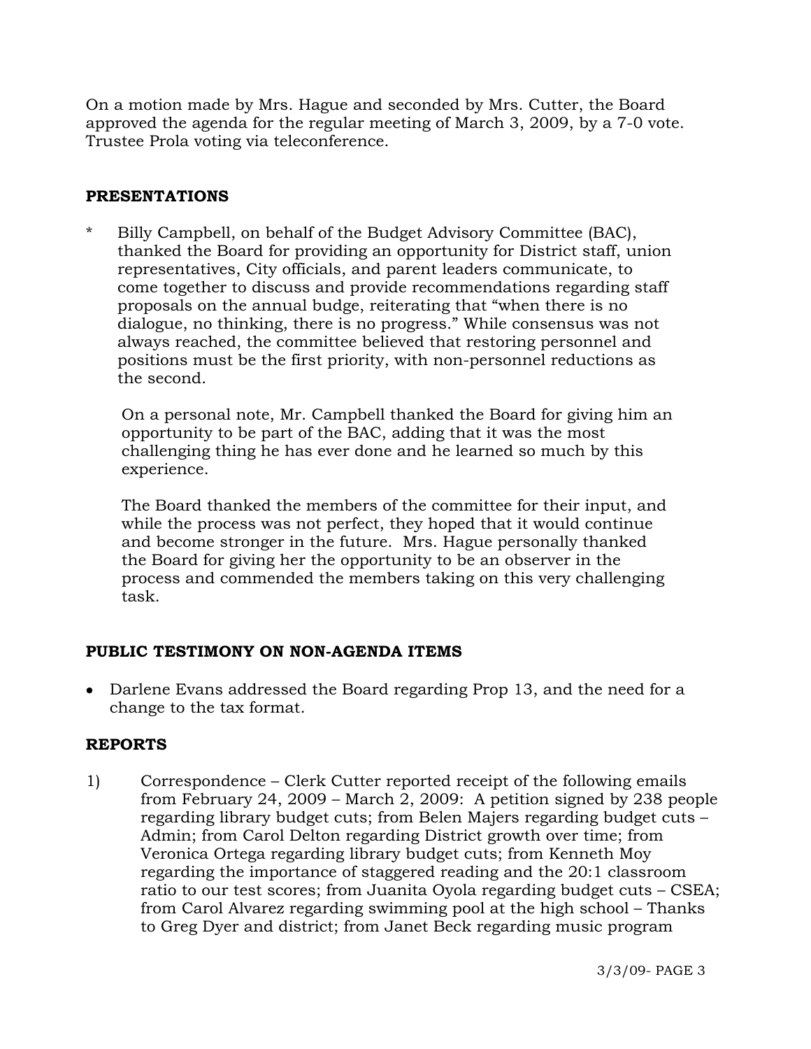On a motion made by Mrs. Hague and seconded by Mrs. Cutter, the Board approved the agenda for the regular meeting of March 3, 2009, by a 7-0 vote. Trustee Prola voting via teleconference.

## PRESENTATIONS

* Billy Campbell, on behalf of the Budget Advisory Committee (BAC), thanked the Board for providing an opportunity for District staff, union representatives, City officials, and parent leaders communicate, to come together to discuss and provide recommendations regarding staff proposals on the annual budge, reiterating that "when there is no dialogue, no thinking, there is no progress." While consensus was not always reached, the committee believed that restoring personnel and positions must be the first priority, with non-personnel reductions as the second.

  On a personal note, Mr. Campbell thanked the Board for giving him an opportunity to be part of the BAC, adding that it was the most challenging thing he has ever done and he learned so much by this experience.

  The Board thanked the members of the committee for their input, and while the process was not perfect, they hoped that it would continue and become stronger in the future. Mrs. Hague personally thanked the Board for giving her the opportunity to be an observer in the process and commended the members taking on this very challenging task.

## PUBLIC TESTIMONY ON NON-AGENDA ITEMS

- Darlene Evans addressed the Board regarding Prop 13, and the need for a change to the tax format.

## REPORTS

1) Correspondence – Clerk Cutter reported receipt of the following emails from February 24, 2009 – March 2, 2009: A petition signed by 238 people regarding library budget cuts; from Belen Majers regarding budget cuts – Admin; from Carol Delton regarding District growth over time; from Veronica Ortega regarding library budget cuts; from Kenneth Moy regarding the importance of staggered reading and the 20:1 classroom ratio to our test scores; from Juanita Oyola regarding budget cuts – CSEA; from Carol Alvarez regarding swimming pool at the high school – Thanks to Greg Dyer and district; from Janet Beck regarding music program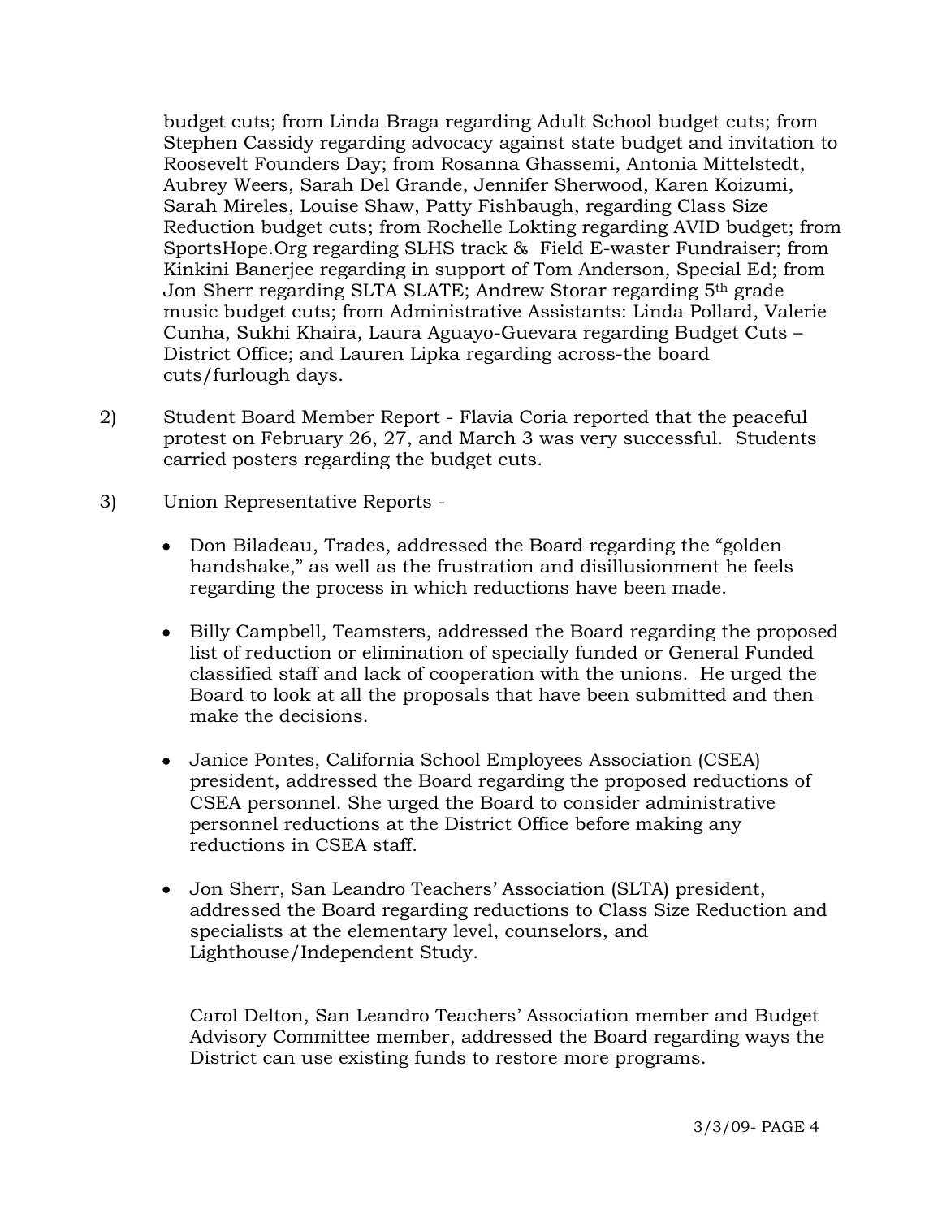budget cuts; from Linda Braga regarding Adult School budget cuts; from Stephen Cassidy regarding advocacy against state budget and invitation to Roosevelt Founders Day; from Rosanna Ghassemi, Antonia Mittelstedt, Aubrey Weers, Sarah Del Grande, Jennifer Sherwood, Karen Koizumi, Sarah Mireles, Louise Shaw, Patty Fishbaugh, regarding Class Size Reduction budget cuts; from Rochelle Lokting regarding AVID budget; from SportsHope.Org regarding SLHS track & Field E-waster Fundraiser; from Kinkini Banerjee regarding in support of Tom Anderson, Special Ed; from Jon Sherr regarding SLTA SLATE; Andrew Storar regarding 5th grade music budget cuts; from Administrative Assistants: Linda Pollard, Valerie Cunha, Sukhi Khaira, Laura Aguayo-Guevara regarding Budget Cuts – District Office; and Lauren Lipka regarding across-the board cuts/furlough days.

2) Student Board Member Report - Flavia Coria reported that the peaceful protest on February 26, 27, and March 3 was very successful. Students carried posters regarding the budget cuts.

3) Union Representative Reports -

- Don Biladeau, Trades, addressed the Board regarding the "golden handshake," as well as the frustration and disillusionment he feels regarding the process in which reductions have been made.

- Billy Campbell, Teamsters, addressed the Board regarding the proposed list of reduction or elimination of specially funded or General Funded classified staff and lack of cooperation with the unions. He urged the Board to look at all the proposals that have been submitted and then make the decisions.

- Janice Pontes, California School Employees Association (CSEA) president, addressed the Board regarding the proposed reductions of CSEA personnel. She urged the Board to consider administrative personnel reductions at the District Office before making any reductions in CSEA staff.

- Jon Sherr, San Leandro Teachers' Association (SLTA) president, addressed the Board regarding reductions to Class Size Reduction and specialists at the elementary level, counselors, and Lighthouse/Independent Study.

  Carol Delton, San Leandro Teachers' Association member and Budget Advisory Committee member, addressed the Board regarding ways the District can use existing funds to restore more programs.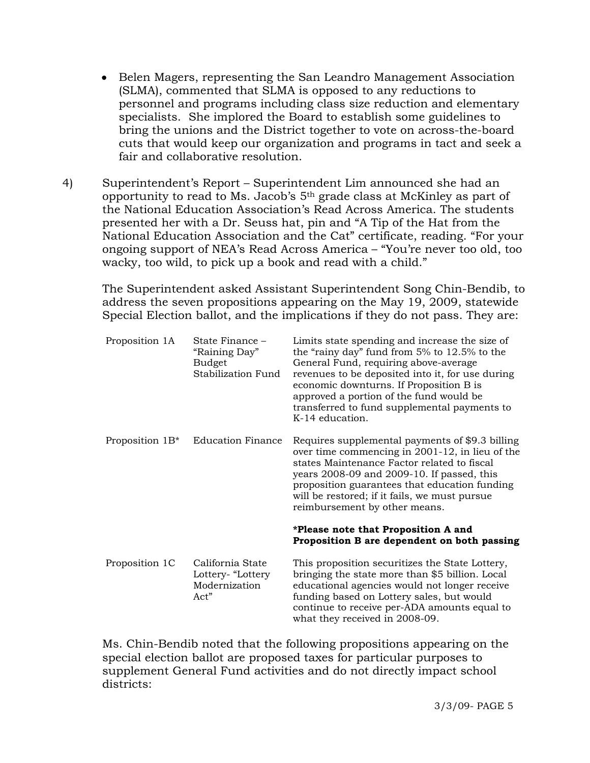- Belen Magers, representing the San Leandro Management Association (SLMA), commented that SLMA is opposed to any reductions to personnel and programs including class size reduction and elementary specialists. She implored the Board to establish some guidelines to bring the unions and the District together to vote on across-the-board cuts that would keep our organization and programs in tact and seek a fair and collaborative resolution.

4) Superintendent's Report – Superintendent Lim announced she had an opportunity to read to Ms. Jacob's 5th grade class at McKinley as part of the National Education Association's Read Across America. The students presented her with a Dr. Seuss hat, pin and "A Tip of the Hat from the National Education Association and the Cat" certificate, reading. "For your ongoing support of NEA's Read Across America – "You're never too old, too wacky, too wild, to pick up a book and read with a child."

The Superintendent asked Assistant Superintendent Song Chin-Bendib, to address the seven propositions appearing on the May 19, 2009, statewide Special Election ballot, and the implications if they do not pass. They are:

| | | |
|---|---|---|
| Proposition 1A | State Finance – "Raining Day" Budget Stabilization Fund | Limits state spending and increase the size of the "rainy day" fund from 5% to 12.5% to the General Fund, requiring above-average revenues to be deposited into it, for use during economic downturns. If Proposition B is approved a portion of the fund would be transferred to fund supplemental payments to K-14 education. |
| Proposition 1B* | Education Finance | Requires supplemental payments of $9.3 billing over time commencing in 2001-12, in lieu of the states Maintenance Factor related to fiscal years 2008-09 and 2009-10. If passed, this proposition guarantees that education funding will be restored; if it fails, we must pursue reimbursement by other means.<br><br>**\*Please note that Proposition A and Proposition B are dependent on both passing** |
| Proposition 1C | California State Lottery- "Lottery Modernization Act" | This proposition securitizes the State Lottery, bringing the state more than $5 billion. Local educational agencies would not longer receive funding based on Lottery sales, but would continue to receive per-ADA amounts equal to what they received in 2008-09. |

Ms. Chin-Bendib noted that the following propositions appearing on the special election ballot are proposed taxes for particular purposes to supplement General Fund activities and do not directly impact school districts: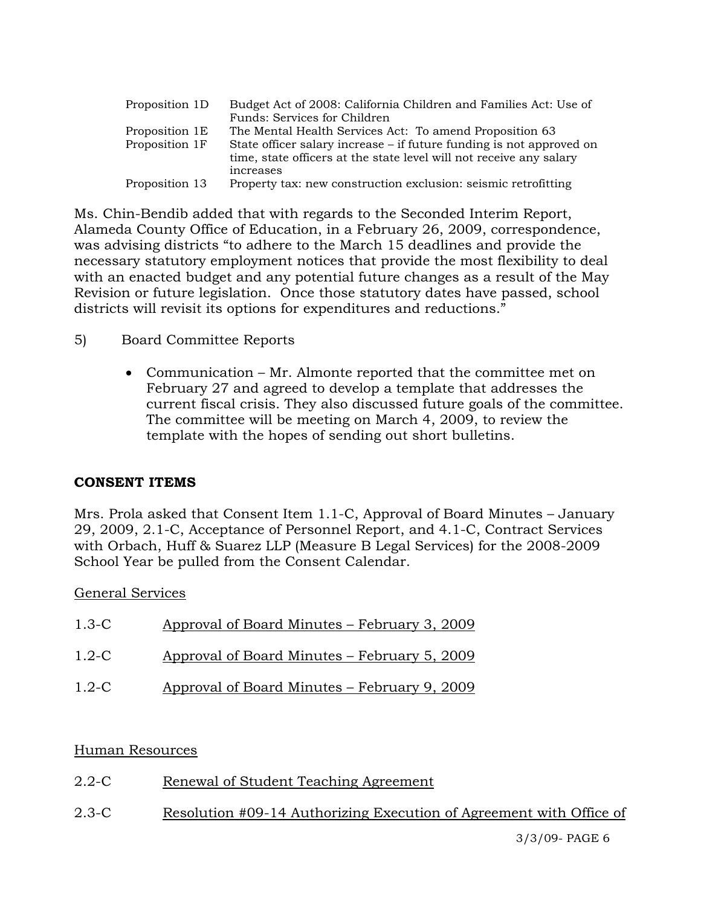| | |
|---|---|
| Proposition 1D | Budget Act of 2008: California Children and Families Act: Use of Funds: Services for Children |
| Proposition 1E | The Mental Health Services Act: To amend Proposition 63 |
| Proposition 1F | State officer salary increase – if future funding is not approved on time, state officers at the state level will not receive any salary increases |
| Proposition 13 | Property tax: new construction exclusion: seismic retrofitting |

Ms. Chin-Bendib added that with regards to the Seconded Interim Report, Alameda County Office of Education, in a February 26, 2009, correspondence, was advising districts "to adhere to the March 15 deadlines and provide the necessary statutory employment notices that provide the most flexibility to deal with an enacted budget and any potential future changes as a result of the May Revision or future legislation. Once those statutory dates have passed, school districts will revisit its options for expenditures and reductions."

5) Board Committee Reports

- Communication – Mr. Almonte reported that the committee met on February 27 and agreed to develop a template that addresses the current fiscal crisis. They also discussed future goals of the committee. The committee will be meeting on March 4, 2009, to review the template with the hopes of sending out short bulletins.

**CONSENT ITEMS**

Mrs. Prola asked that Consent Item 1.1-C, Approval of Board Minutes – January 29, 2009, 2.1-C, Acceptance of Personnel Report, and 4.1-C, Contract Services with Orbach, Huff & Suarez LLP (Measure B Legal Services) for the 2008-2009 School Year be pulled from the Consent Calendar.

General Services

1.3-C Approval of Board Minutes – February 3, 2009

1.2-C Approval of Board Minutes – February 5, 2009

1.2-C Approval of Board Minutes – February 9, 2009

Human Resources

2.2-C Renewal of Student Teaching Agreement

2.3-C Resolution #09-14 Authorizing Execution of Agreement with Office of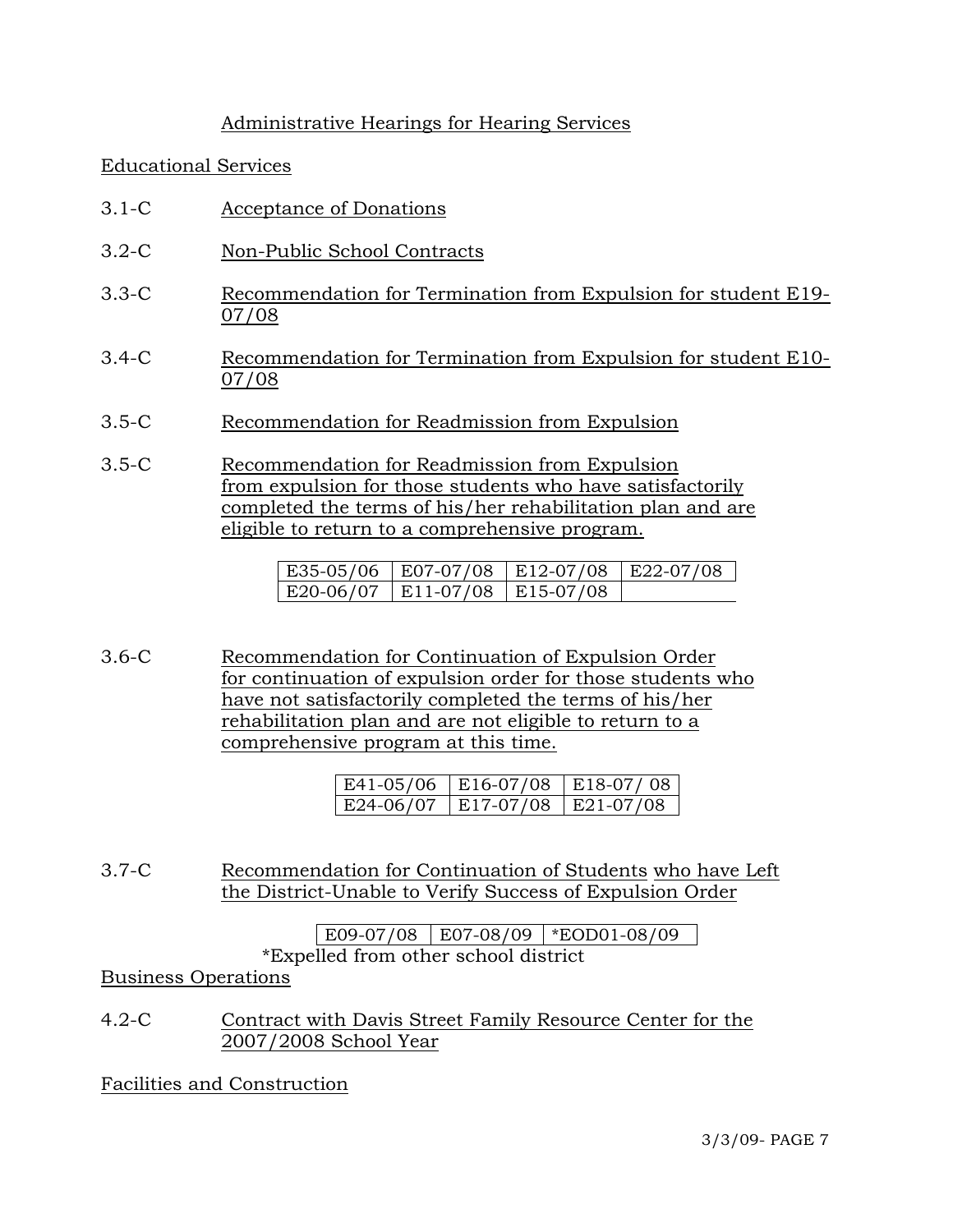Administrative Hearings for Hearing Services

Educational Services

3.1-C Acceptance of Donations

3.2-C Non-Public School Contracts

3.3-C Recommendation for Termination from Expulsion for student E19-07/08

3.4-C Recommendation for Termination from Expulsion for student E10-07/08

3.5-C Recommendation for Readmission from Expulsion

3.5-C Recommendation for Readmission from Expulsion from expulsion for those students who have satisfactorily completed the terms of his/her rehabilitation plan and are eligible to return to a comprehensive program.

| | | | |
|---|---|---|---|
| E35-05/06 | E07-07/08 | E12-07/08 | E22-07/08 |
| E20-06/07 | E11-07/08 | E15-07/08 | |

3.6-C Recommendation for Continuation of Expulsion Order for continuation of expulsion order for those students who have not satisfactorily completed the terms of his/her rehabilitation plan and are not eligible to return to a comprehensive program at this time.

| | | |
|---|---|---|
| E41-05/06 | E16-07/08 | E18-07/ 08 |
| E24-06/07 | E17-07/08 | E21-07/08 |

3.7-C Recommendation for Continuation of Students who have Left the District-Unable to Verify Success of Expulsion Order

| | | |
|---|---|---|
| E09-07/08 | E07-08/09 | *EOD01-08/09 |

*Expelled from other school district

Business Operations

4.2-C Contract with Davis Street Family Resource Center for the 2007/2008 School Year

Facilities and Construction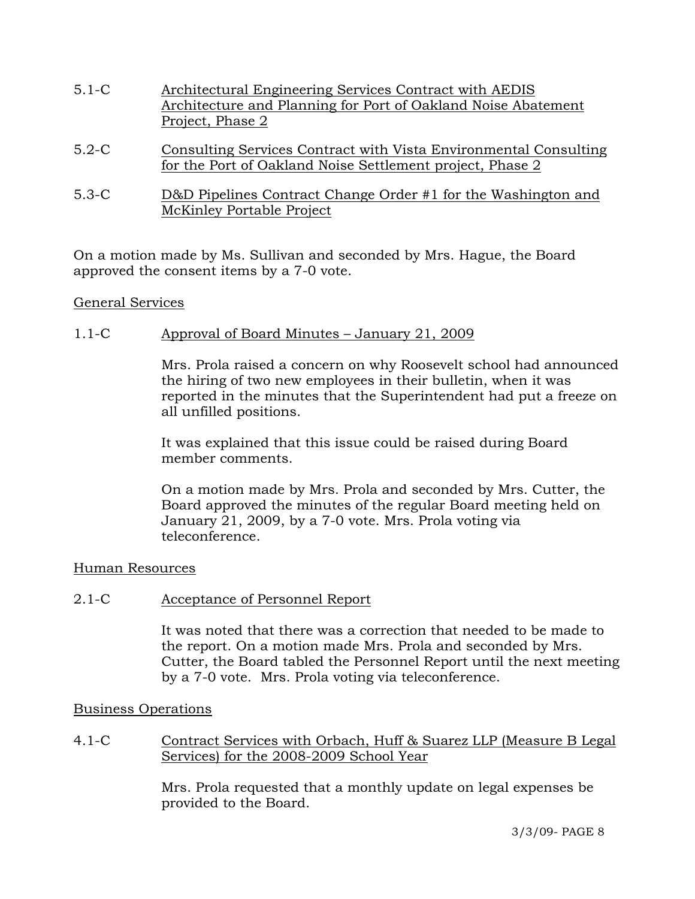5.1-C Architectural Engineering Services Contract with AEDIS Architecture and Planning for Port of Oakland Noise Abatement Project, Phase 2

5.2-C Consulting Services Contract with Vista Environmental Consulting for the Port of Oakland Noise Settlement project, Phase 2

5.3-C D&D Pipelines Contract Change Order #1 for the Washington and McKinley Portable Project

On a motion made by Ms. Sullivan and seconded by Mrs. Hague, the Board approved the consent items by a 7-0 vote.

General Services

1.1-C Approval of Board Minutes – January 21, 2009

Mrs. Prola raised a concern on why Roosevelt school had announced the hiring of two new employees in their bulletin, when it was reported in the minutes that the Superintendent had put a freeze on all unfilled positions.

It was explained that this issue could be raised during Board member comments.

On a motion made by Mrs. Prola and seconded by Mrs. Cutter, the Board approved the minutes of the regular Board meeting held on January 21, 2009, by a 7-0 vote. Mrs. Prola voting via teleconference.

Human Resources

2.1-C Acceptance of Personnel Report

It was noted that there was a correction that needed to be made to the report. On a motion made Mrs. Prola and seconded by Mrs. Cutter, the Board tabled the Personnel Report until the next meeting by a 7-0 vote. Mrs. Prola voting via teleconference.

Business Operations

4.1-C Contract Services with Orbach, Huff & Suarez LLP (Measure B Legal Services) for the 2008-2009 School Year

Mrs. Prola requested that a monthly update on legal expenses be provided to the Board.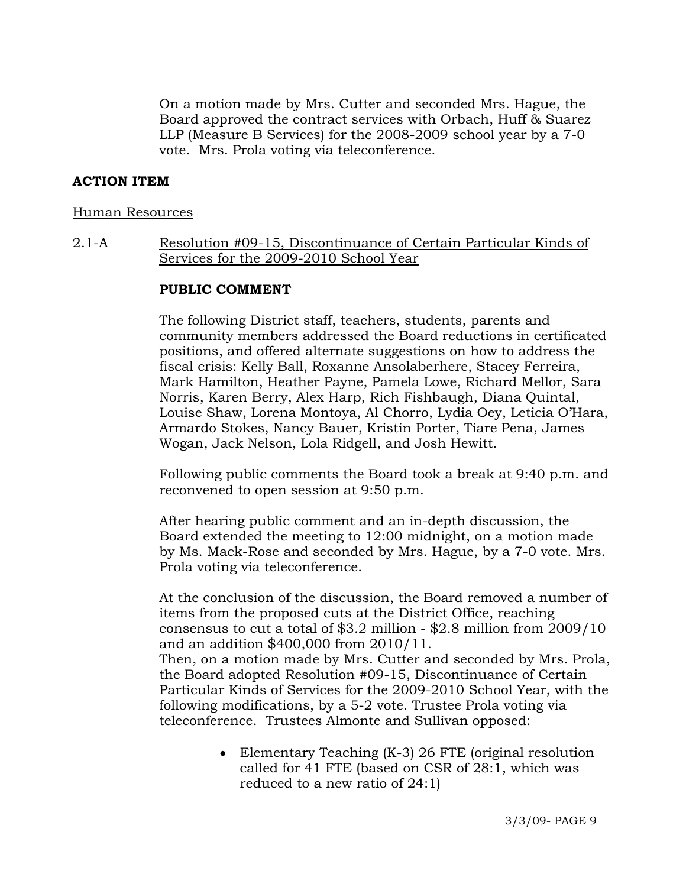On a motion made by Mrs. Cutter and seconded Mrs. Hague, the Board approved the contract services with Orbach, Huff & Suarez LLP (Measure B Services) for the 2008-2009 school year by a 7-0 vote. Mrs. Prola voting via teleconference.

**ACTION ITEM**

Human Resources

2.1-A Resolution #09-15, Discontinuance of Certain Particular Kinds of Services for the 2009-2010 School Year

**PUBLIC COMMENT**

The following District staff, teachers, students, parents and community members addressed the Board reductions in certificated positions, and offered alternate suggestions on how to address the fiscal crisis: Kelly Ball, Roxanne Ansolaberhere, Stacey Ferreira, Mark Hamilton, Heather Payne, Pamela Lowe, Richard Mellor, Sara Norris, Karen Berry, Alex Harp, Rich Fishbaugh, Diana Quintal, Louise Shaw, Lorena Montoya, Al Chorro, Lydia Oey, Leticia O'Hara, Armardo Stokes, Nancy Bauer, Kristin Porter, Tiare Pena, James Wogan, Jack Nelson, Lola Ridgell, and Josh Hewitt.

Following public comments the Board took a break at 9:40 p.m. and reconvened to open session at 9:50 p.m.

After hearing public comment and an in-depth discussion, the Board extended the meeting to 12:00 midnight, on a motion made by Ms. Mack-Rose and seconded by Mrs. Hague, by a 7-0 vote. Mrs. Prola voting via teleconference.

At the conclusion of the discussion, the Board removed a number of items from the proposed cuts at the District Office, reaching consensus to cut a total of $3.2 million - $2.8 million from 2009/10 and an addition $400,000 from 2010/11.
Then, on a motion made by Mrs. Cutter and seconded by Mrs. Prola, the Board adopted Resolution #09-15, Discontinuance of Certain Particular Kinds of Services for the 2009-2010 School Year, with the following modifications, by a 5-2 vote. Trustee Prola voting via teleconference. Trustees Almonte and Sullivan opposed:

- Elementary Teaching (K-3) 26 FTE (original resolution called for 41 FTE (based on CSR of 28:1, which was reduced to a new ratio of 24:1)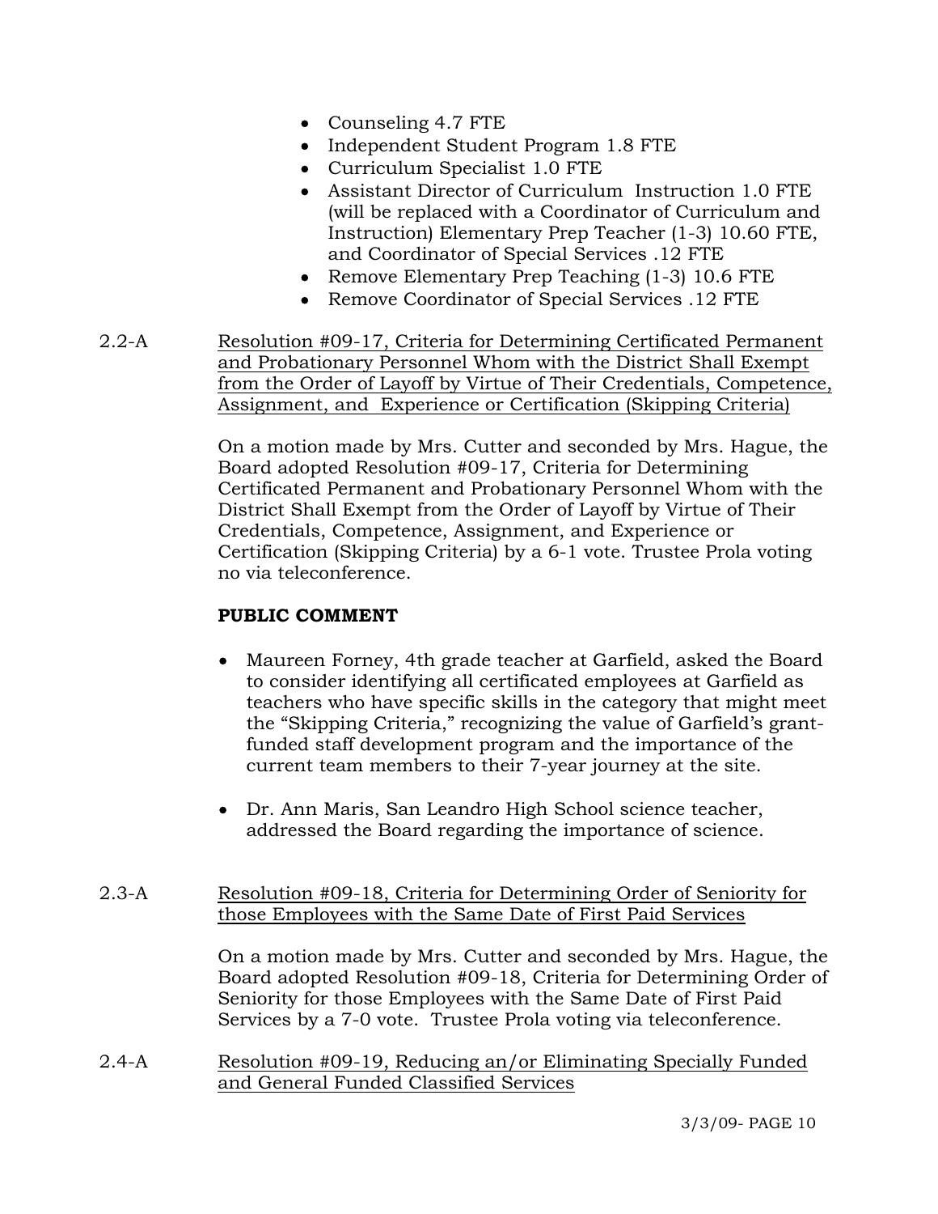- Counseling 4.7 FTE
- Independent Student Program 1.8 FTE
- Curriculum Specialist 1.0 FTE
- Assistant Director of Curriculum Instruction 1.0 FTE (will be replaced with a Coordinator of Curriculum and Instruction) Elementary Prep Teacher (1-3) 10.60 FTE, and Coordinator of Special Services .12 FTE
- Remove Elementary Prep Teaching (1-3) 10.6 FTE
- Remove Coordinator of Special Services .12 FTE

2.2-A Resolution #09-17, Criteria for Determining Certificated Permanent and Probationary Personnel Whom with the District Shall Exempt from the Order of Layoff by Virtue of Their Credentials, Competence, Assignment, and Experience or Certification (Skipping Criteria)

On a motion made by Mrs. Cutter and seconded by Mrs. Hague, the Board adopted Resolution #09-17, Criteria for Determining Certificated Permanent and Probationary Personnel Whom with the District Shall Exempt from the Order of Layoff by Virtue of Their Credentials, Competence, Assignment, and Experience or Certification (Skipping Criteria) by a 6-1 vote. Trustee Prola voting no via teleconference.

**PUBLIC COMMENT**

- Maureen Forney, 4th grade teacher at Garfield, asked the Board to consider identifying all certificated employees at Garfield as teachers who have specific skills in the category that might meet the "Skipping Criteria," recognizing the value of Garfield's grant-funded staff development program and the importance of the current team members to their 7-year journey at the site.
- Dr. Ann Maris, San Leandro High School science teacher, addressed the Board regarding the importance of science.

2.3-A Resolution #09-18, Criteria for Determining Order of Seniority for those Employees with the Same Date of First Paid Services

On a motion made by Mrs. Cutter and seconded by Mrs. Hague, the Board adopted Resolution #09-18, Criteria for Determining Order of Seniority for those Employees with the Same Date of First Paid Services by a 7-0 vote. Trustee Prola voting via teleconference.

2.4-A Resolution #09-19, Reducing an/or Eliminating Specially Funded and General Funded Classified Services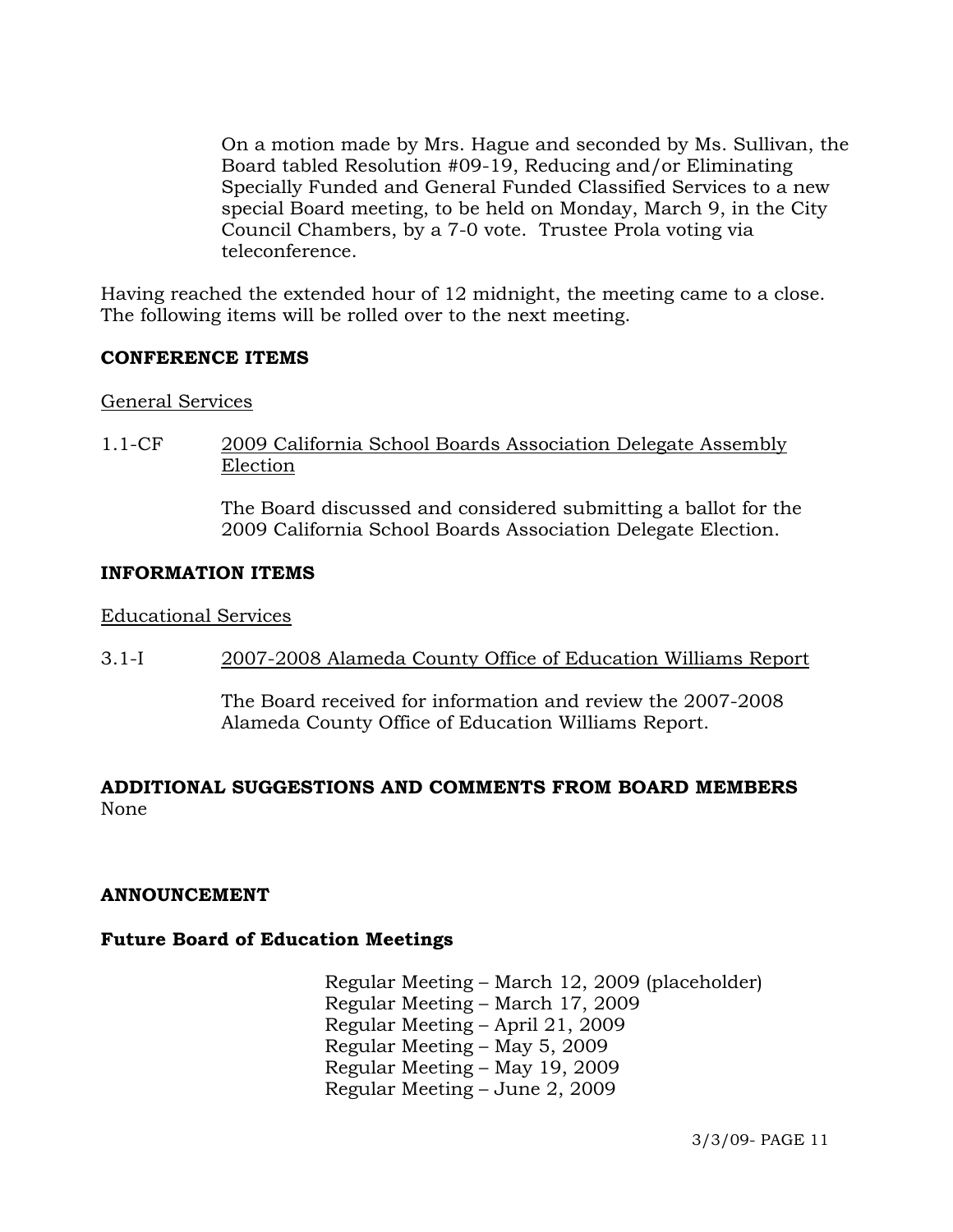On a motion made by Mrs. Hague and seconded by Ms. Sullivan, the Board tabled Resolution #09-19, Reducing and/or Eliminating Specially Funded and General Funded Classified Services to a new special Board meeting, to be held on Monday, March 9, in the City Council Chambers, by a 7-0 vote. Trustee Prola voting via teleconference.

Having reached the extended hour of 12 midnight, the meeting came to a close. The following items will be rolled over to the next meeting.

**CONFERENCE ITEMS**

General Services

1.1-CF 2009 California School Boards Association Delegate Assembly Election

The Board discussed and considered submitting a ballot for the 2009 California School Boards Association Delegate Election.

**INFORMATION ITEMS**

Educational Services

3.1-I 2007-2008 Alameda County Office of Education Williams Report

The Board received for information and review the 2007-2008 Alameda County Office of Education Williams Report.

**ADDITIONAL SUGGESTIONS AND COMMENTS FROM BOARD MEMBERS**
None

**ANNOUNCEMENT**

**Future Board of Education Meetings**

Regular Meeting – March 12, 2009 (placeholder)
Regular Meeting – March 17, 2009
Regular Meeting – April 21, 2009
Regular Meeting – May 5, 2009
Regular Meeting – May 19, 2009
Regular Meeting – June 2, 2009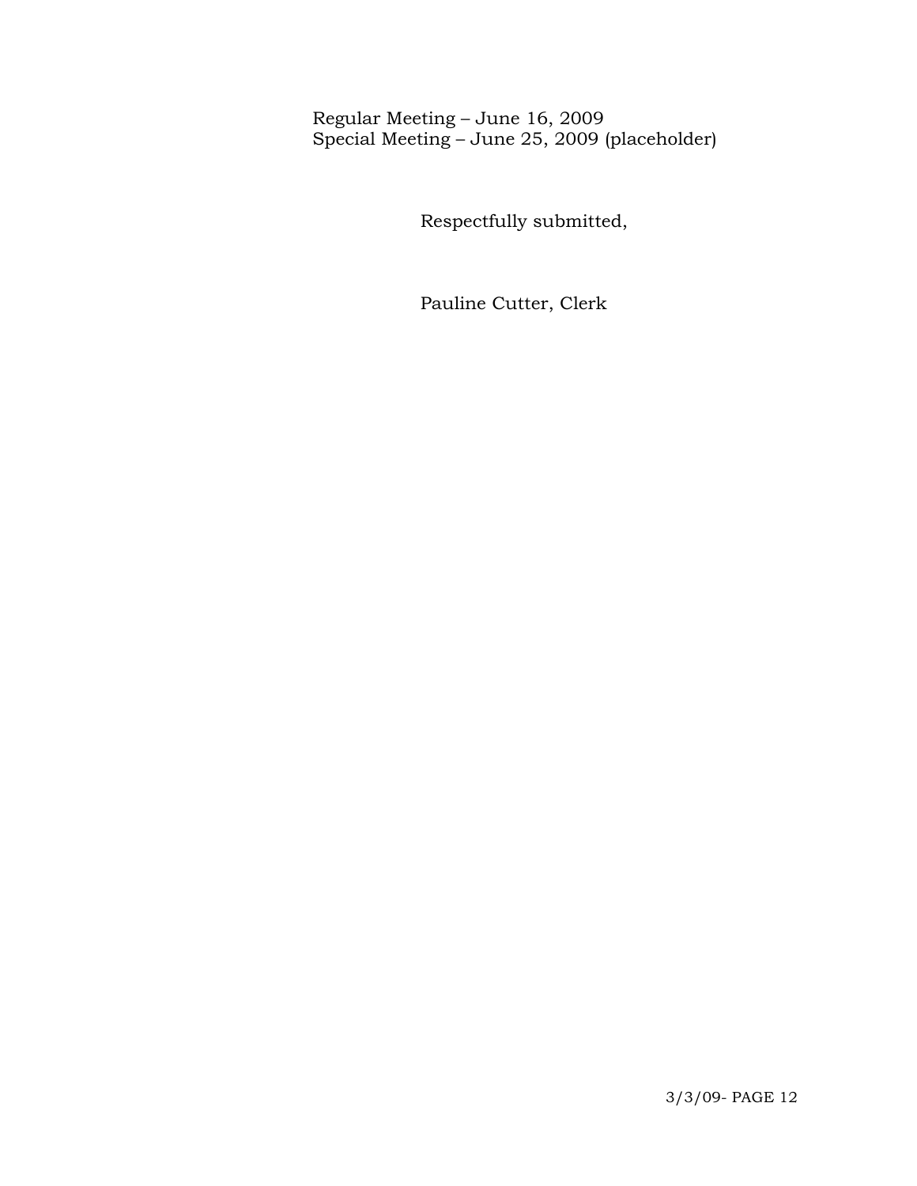Regular Meeting – June 16, 2009
Special Meeting – June 25, 2009 (placeholder)

Respectfully submitted,

Pauline Cutter, Clerk